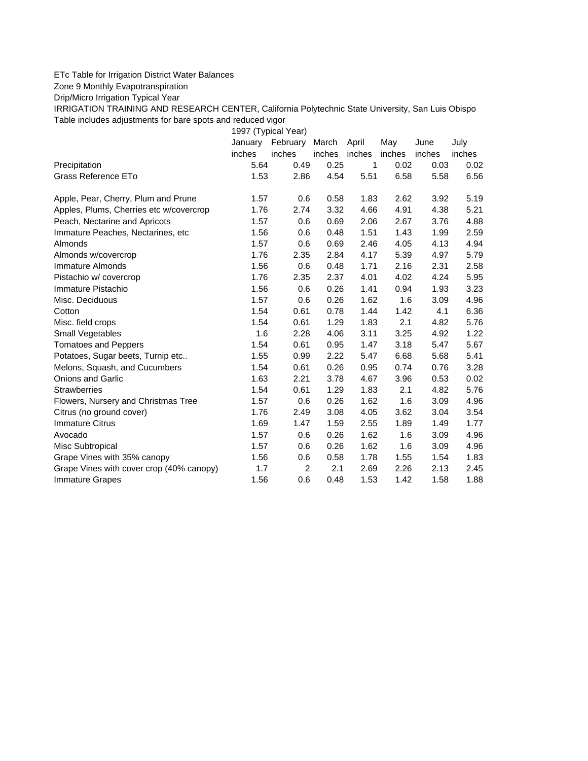ETc Table for Irrigation District Water Balances

Zone 9 Monthly Evapotranspiration

Drip/Micro Irrigation Typical Year

IRRIGATION TRAINING AND RESEARCH CENTER, California Polytechnic State University, San Luis Obispo

Table includes adjustments for bare spots and reduced vigor

| | 1997 (Typical Year) | | | | | | |
|---|---|---|---|---|---|---|---|
| | January | February | March | April | May | June | July |
| | inches | inches | inches | inches | inches | inches | inches |
| Precipitation | 5.64 | 0.49 | 0.25 | 1 | 0.02 | 0.03 | 0.02 |
| Grass Reference ETo | 1.53 | 2.86 | 4.54 | 5.51 | 6.58 | 5.58 | 6.56 |
| | | | | | | | |
| Apple, Pear, Cherry, Plum and Prune | 1.57 | 0.6 | 0.58 | 1.83 | 2.62 | 3.92 | 5.19 |
| Apples, Plums, Cherries etc w/covercrop | 1.76 | 2.74 | 3.32 | 4.66 | 4.91 | 4.38 | 5.21 |
| Peach, Nectarine and Apricots | 1.57 | 0.6 | 0.69 | 2.06 | 2.67 | 3.76 | 4.88 |
| Immature Peaches, Nectarines, etc | 1.56 | 0.6 | 0.48 | 1.51 | 1.43 | 1.99 | 2.59 |
| Almonds | 1.57 | 0.6 | 0.69 | 2.46 | 4.05 | 4.13 | 4.94 |
| Almonds w/covercrop | 1.76 | 2.35 | 2.84 | 4.17 | 5.39 | 4.97 | 5.79 |
| Immature Almonds | 1.56 | 0.6 | 0.48 | 1.71 | 2.16 | 2.31 | 2.58 |
| Pistachio w/ covercrop | 1.76 | 2.35 | 2.37 | 4.01 | 4.02 | 4.24 | 5.95 |
| Immature Pistachio | 1.56 | 0.6 | 0.26 | 1.41 | 0.94 | 1.93 | 3.23 |
| Misc. Deciduous | 1.57 | 0.6 | 0.26 | 1.62 | 1.6 | 3.09 | 4.96 |
| Cotton | 1.54 | 0.61 | 0.78 | 1.44 | 1.42 | 4.1 | 6.36 |
| Misc. field crops | 1.54 | 0.61 | 1.29 | 1.83 | 2.1 | 4.82 | 5.76 |
| Small Vegetables | 1.6 | 2.28 | 4.06 | 3.11 | 3.25 | 4.92 | 1.22 |
| Tomatoes and Peppers | 1.54 | 0.61 | 0.95 | 1.47 | 3.18 | 5.47 | 5.67 |
| Potatoes, Sugar beets, Turnip etc.. | 1.55 | 0.99 | 2.22 | 5.47 | 6.68 | 5.68 | 5.41 |
| Melons, Squash, and Cucumbers | 1.54 | 0.61 | 0.26 | 0.95 | 0.74 | 0.76 | 3.28 |
| Onions and Garlic | 1.63 | 2.21 | 3.78 | 4.67 | 3.96 | 0.53 | 0.02 |
| Strawberries | 1.54 | 0.61 | 1.29 | 1.83 | 2.1 | 4.82 | 5.76 |
| Flowers, Nursery and Christmas Tree | 1.57 | 0.6 | 0.26 | 1.62 | 1.6 | 3.09 | 4.96 |
| Citrus (no ground cover) | 1.76 | 2.49 | 3.08 | 4.05 | 3.62 | 3.04 | 3.54 |
| Immature Citrus | 1.69 | 1.47 | 1.59 | 2.55 | 1.89 | 1.49 | 1.77 |
| Avocado | 1.57 | 0.6 | 0.26 | 1.62 | 1.6 | 3.09 | 4.96 |
| Misc Subtropical | 1.57 | 0.6 | 0.26 | 1.62 | 1.6 | 3.09 | 4.96 |
| Grape Vines with 35% canopy | 1.56 | 0.6 | 0.58 | 1.78 | 1.55 | 1.54 | 1.83 |
| Grape Vines with cover crop (40% canopy) | 1.7 | 2 | 2.1 | 2.69 | 2.26 | 2.13 | 2.45 |
| Immature Grapes | 1.56 | 0.6 | 0.48 | 1.53 | 1.42 | 1.58 | 1.88 |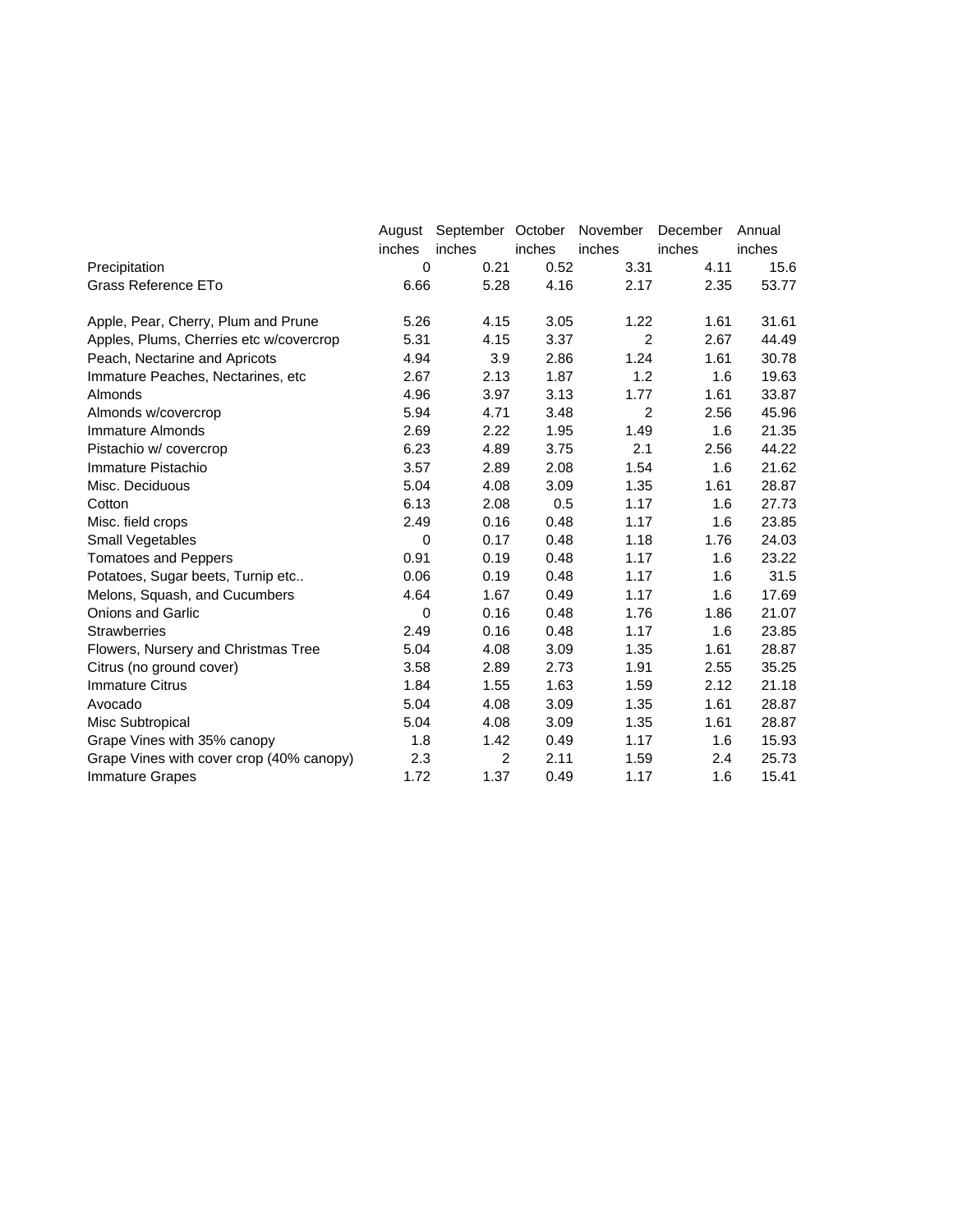| | August inches | September inches | October inches | November inches | December inches | Annual inches |
|---|---|---|---|---|---|---|
| Precipitation | 0 | 0.21 | 0.52 | 3.31 | 4.11 | 15.6 |
| Grass Reference ETo | 6.66 | 5.28 | 4.16 | 2.17 | 2.35 | 53.77 |
| | | | | | | |
| Apple, Pear, Cherry, Plum and Prune | 5.26 | 4.15 | 3.05 | 1.22 | 1.61 | 31.61 |
| Apples, Plums, Cherries etc w/covercrop | 5.31 | 4.15 | 3.37 | 2 | 2.67 | 44.49 |
| Peach, Nectarine and Apricots | 4.94 | 3.9 | 2.86 | 1.24 | 1.61 | 30.78 |
| Immature Peaches, Nectarines, etc | 2.67 | 2.13 | 1.87 | 1.2 | 1.6 | 19.63 |
| Almonds | 4.96 | 3.97 | 3.13 | 1.77 | 1.61 | 33.87 |
| Almonds w/covercrop | 5.94 | 4.71 | 3.48 | 2 | 2.56 | 45.96 |
| Immature Almonds | 2.69 | 2.22 | 1.95 | 1.49 | 1.6 | 21.35 |
| Pistachio w/ covercrop | 6.23 | 4.89 | 3.75 | 2.1 | 2.56 | 44.22 |
| Immature Pistachio | 3.57 | 2.89 | 2.08 | 1.54 | 1.6 | 21.62 |
| Misc. Deciduous | 5.04 | 4.08 | 3.09 | 1.35 | 1.61 | 28.87 |
| Cotton | 6.13 | 2.08 | 0.5 | 1.17 | 1.6 | 27.73 |
| Misc. field crops | 2.49 | 0.16 | 0.48 | 1.17 | 1.6 | 23.85 |
| Small Vegetables | 0 | 0.17 | 0.48 | 1.18 | 1.76 | 24.03 |
| Tomatoes and Peppers | 0.91 | 0.19 | 0.48 | 1.17 | 1.6 | 23.22 |
| Potatoes, Sugar beets, Turnip etc.. | 0.06 | 0.19 | 0.48 | 1.17 | 1.6 | 31.5 |
| Melons, Squash, and Cucumbers | 4.64 | 1.67 | 0.49 | 1.17 | 1.6 | 17.69 |
| Onions and Garlic | 0 | 0.16 | 0.48 | 1.76 | 1.86 | 21.07 |
| Strawberries | 2.49 | 0.16 | 0.48 | 1.17 | 1.6 | 23.85 |
| Flowers, Nursery and Christmas Tree | 5.04 | 4.08 | 3.09 | 1.35 | 1.61 | 28.87 |
| Citrus (no ground cover) | 3.58 | 2.89 | 2.73 | 1.91 | 2.55 | 35.25 |
| Immature Citrus | 1.84 | 1.55 | 1.63 | 1.59 | 2.12 | 21.18 |
| Avocado | 5.04 | 4.08 | 3.09 | 1.35 | 1.61 | 28.87 |
| Misc Subtropical | 5.04 | 4.08 | 3.09 | 1.35 | 1.61 | 28.87 |
| Grape Vines with 35% canopy | 1.8 | 1.42 | 0.49 | 1.17 | 1.6 | 15.93 |
| Grape Vines with cover crop (40% canopy) | 2.3 | 2 | 2.11 | 1.59 | 2.4 | 25.73 |
| Immature Grapes | 1.72 | 1.37 | 0.49 | 1.17 | 1.6 | 15.41 |